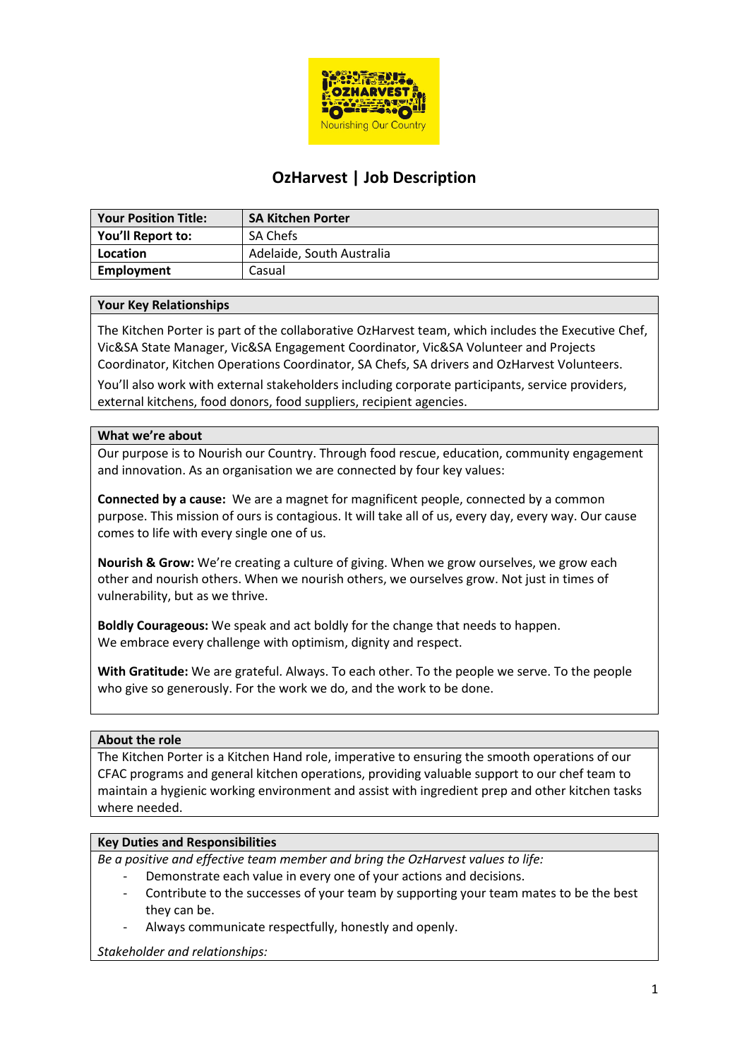# OzHarvest | Job Description

| Your Position Title: | SA Kitchen Porter |
| --- | --- |
| You'll Report to: | SA Chefs |
| Location | Adelaide, South Australia |
| Employment | Casual |

## Your Key Relationships

The Kitchen Porter is part of the collaborative OzHarvest team, which includes the Executive Chef, Vic&SA State Manager, Vic&SA Engagement Coordinator, Vic&SA Volunteer and Projects Coordinator, Kitchen Operations Coordinator, SA Chefs, SA drivers and OzHarvest Volunteers.

You'll also work with external stakeholders including corporate participants, service providers, external kitchens, food donors, food suppliers, recipient agencies.

## What we're about

Our purpose is to Nourish our Country. Through food rescue, education, community engagement and innovation. As an organisation we are connected by four key values:

**Connected by a cause:** We are a magnet for magnificent people, connected by a common purpose. This mission of ours is contagious. It will take all of us, every day, every way. Our cause comes to life with every single one of us.

**Nourish & Grow:** We're creating a culture of giving. When we grow ourselves, we grow each other and nourish others. When we nourish others, we ourselves grow. Not just in times of vulnerability, but as we thrive.

**Boldly Courageous:** We speak and act boldly for the change that needs to happen. We embrace every challenge with optimism, dignity and respect.

**With Gratitude:** We are grateful. Always. To each other. To the people we serve. To the people who give so generously. For the work we do, and the work to be done.

## About the role

The Kitchen Porter is a Kitchen Hand role, imperative to ensuring the smooth operations of our CFAC programs and general kitchen operations, providing valuable support to our chef team to maintain a hygienic working environment and assist with ingredient prep and other kitchen tasks where needed.

## Key Duties and Responsibilities

*Be a positive and effective team member and bring the OzHarvest values to life:*

- Demonstrate each value in every one of your actions and decisions.
- Contribute to the successes of your team by supporting your team mates to be the best they can be.
- Always communicate respectfully, honestly and openly.

*Stakeholder and relationships:*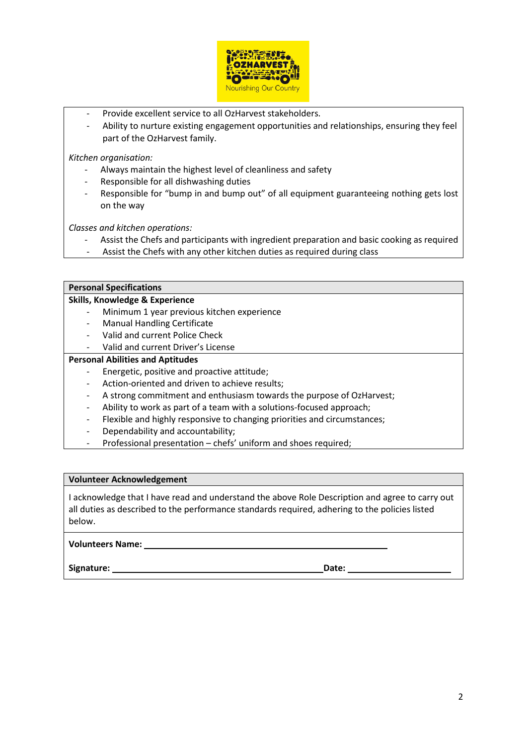- Provide excellent service to all OzHarvest stakeholders.
- Ability to nurture existing engagement opportunities and relationships, ensuring they feel part of the OzHarvest family.

*Kitchen organisation:*

- Always maintain the highest level of cleanliness and safety
- Responsible for all dishwashing duties
- Responsible for "bump in and bump out" of all equipment guaranteeing nothing gets lost on the way

*Classes and kitchen operations:*

- Assist the Chefs and participants with ingredient preparation and basic cooking as required
- Assist the Chefs with any other kitchen duties as required during class

**Personal Specifications**

**Skills, Knowledge & Experience**

- Minimum 1 year previous kitchen experience
- Manual Handling Certificate
- Valid and current Police Check
- Valid and current Driver's License

**Personal Abilities and Aptitudes**

- Energetic, positive and proactive attitude;
- Action-oriented and driven to achieve results;
- A strong commitment and enthusiasm towards the purpose of OzHarvest;
- Ability to work as part of a team with a solutions-focused approach;
- Flexible and highly responsive to changing priorities and circumstances;
- Dependability and accountability;
- Professional presentation – chefs' uniform and shoes required;

**Volunteer Acknowledgement**

I acknowledge that I have read and understand the above Role Description and agree to carry out all duties as described to the performance standards required, adhering to the policies listed below.

**Volunteers Name:** ______________________________

**Signature:** ______________________________ **Date:** ____________________